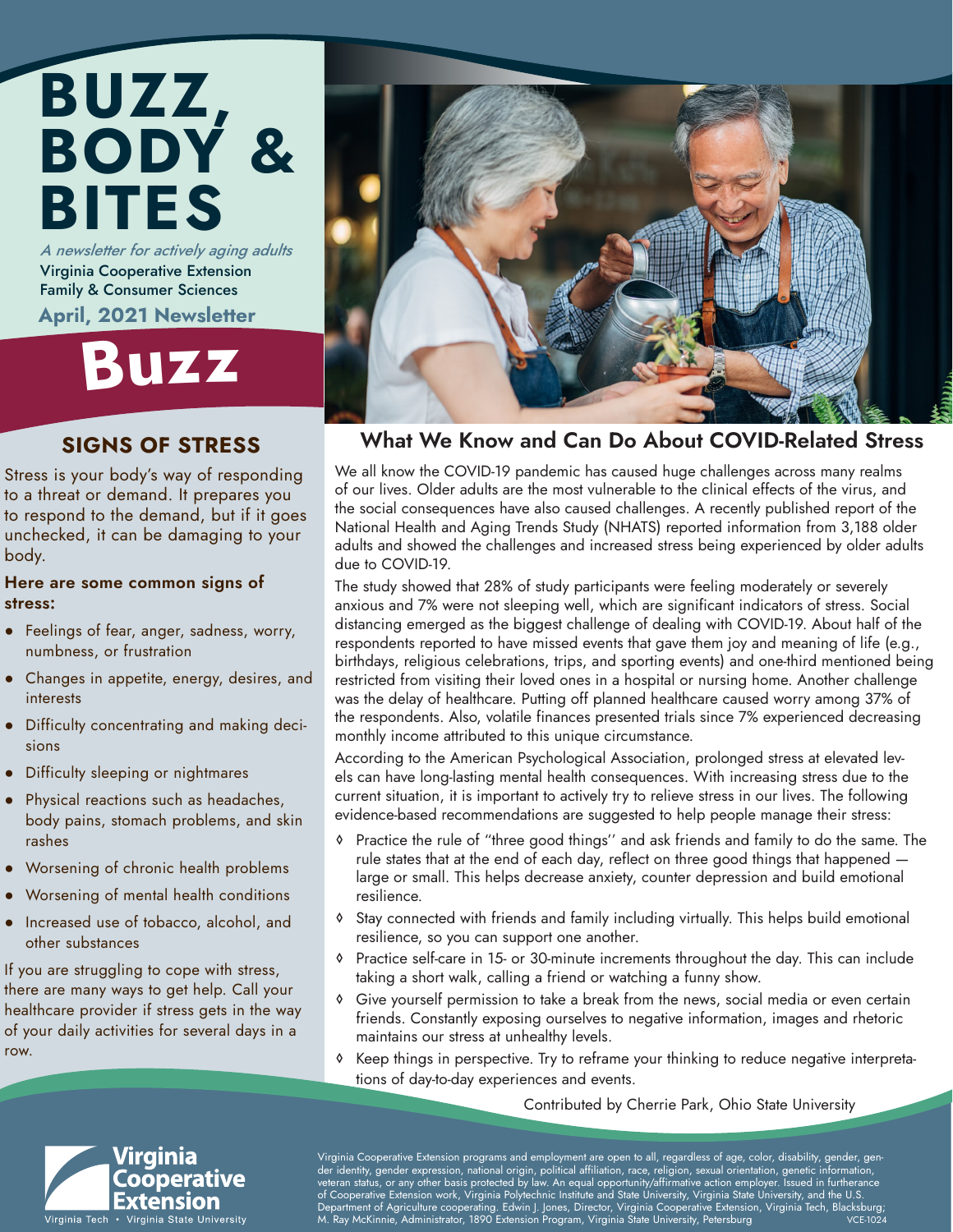# BUZZ, BODY & BITES

*A newsletter for actively aging adults*

Virginia Cooperative Extension
Family & Consumer Sciences

**April, 2021 Newsletter**

# Buzz

## SIGNS OF STRESS

Stress is your body's way of responding to a threat or demand. It prepares you to respond to the demand, but if it goes unchecked, it can be damaging to your body.

**Here are some common signs of stress:**

- Feelings of fear, anger, sadness, worry, numbness, or frustration
- Changes in appetite, energy, desires, and interests
- Difficulty concentrating and making decisions
- Difficulty sleeping or nightmares
- Physical reactions such as headaches, body pains, stomach problems, and skin rashes
- Worsening of chronic health problems
- Worsening of mental health conditions
- Increased use of tobacco, alcohol, and other substances

If you are struggling to cope with stress, there are many ways to get help. Call your healthcare provider if stress gets in the way of your daily activities for several days in a row.

## What We Know and Can Do About COVID-Related Stress

We all know the COVID-19 pandemic has caused huge challenges across many realms of our lives. Older adults are the most vulnerable to the clinical effects of the virus, and the social consequences have also caused challenges. A recently published report of the National Health and Aging Trends Study (NHATS) reported information from 3,188 older adults and showed the challenges and increased stress being experienced by older adults due to COVID-19.

The study showed that 28% of study participants were feeling moderately or severely anxious and 7% were not sleeping well, which are significant indicators of stress. Social distancing emerged as the biggest challenge of dealing with COVID-19. About half of the respondents reported to have missed events that gave them joy and meaning of life (e.g., birthdays, religious celebrations, trips, and sporting events) and one-third mentioned being restricted from visiting their loved ones in a hospital or nursing home. Another challenge was the delay of healthcare. Putting off planned healthcare caused worry among 37% of the respondents. Also, volatile finances presented trials since 7% experienced decreasing monthly income attributed to this unique circumstance.

According to the American Psychological Association, prolonged stress at elevated levels can have long-lasting mental health consequences. With increasing stress due to the current situation, it is important to actively try to relieve stress in our lives. The following evidence-based recommendations are suggested to help people manage their stress:

- Practice the rule of "three good things" and ask friends and family to do the same. The rule states that at the end of each day, reflect on three good things that happened — large or small. This helps decrease anxiety, counter depression and build emotional resilience.
- Stay connected with friends and family including virtually. This helps build emotional resilience, so you can support one another.
- Practice self-care in 15- or 30-minute increments throughout the day. This can include taking a short walk, calling a friend or watching a funny show.
- Give yourself permission to take a break from the news, social media or even certain friends. Constantly exposing ourselves to negative information, images and rhetoric maintains our stress at unhealthy levels.
- Keep things in perspective. Try to reframe your thinking to reduce negative interpretations of day-to-day experiences and events.

Contributed by Cherrie Park, Ohio State University

Virginia Cooperative Extension
Virginia Tech • Virginia State University

Virginia Cooperative Extension programs and employment are open to all, regardless of age, color, disability, gender, gender identity, gender expression, national origin, political affiliation, race, religion, sexual orientation, genetic information, veteran status, or any other basis protected by law. An equal opportunity/affirmative action employer. Issued in furtherance of Cooperative Extension work, Virginia Polytechnic Institute and State University, Virginia State University, and the U.S. Department of Agriculture cooperating. Edwin J. Jones, Director, Virginia Cooperative Extension, Virginia Tech, Blacksburg; M. Ray McKinnie, Administrator, 1890 Extension Program, Virginia State University, Petersburg VCE-1024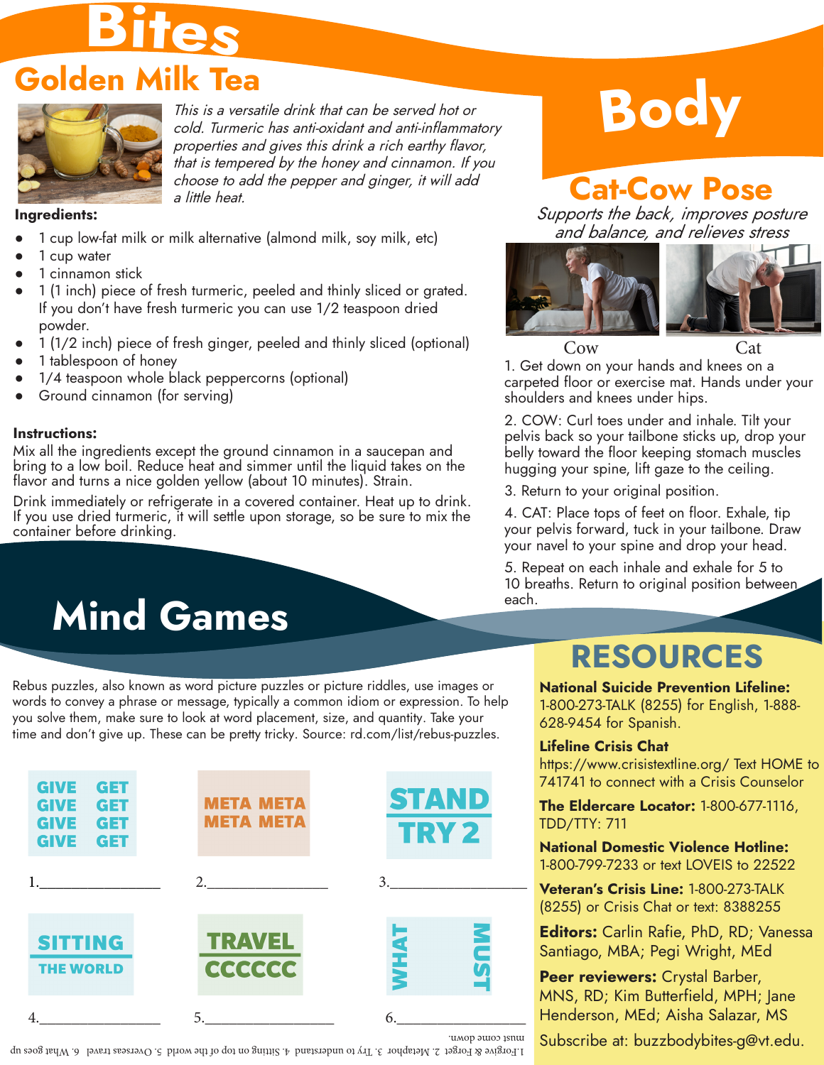# Bites

## Golden Milk Tea

*This is a versatile drink that can be served hot or cold. Turmeric has anti-oxidant and anti-inflammatory properties and gives this drink a rich earthy flavor, that is tempered by the honey and cinnamon. If you choose to add the pepper and ginger, it will add a little heat.*

**Ingredients:**

- 1 cup low-fat milk or milk alternative (almond milk, soy milk, etc)
- 1 cup water
- 1 cinnamon stick
- 1 (1 inch) piece of fresh turmeric, peeled and thinly sliced or grated. If you don't have fresh turmeric you can use 1/2 teaspoon dried powder.
- 1 (1/2 inch) piece of fresh ginger, peeled and thinly sliced (optional)
- 1 tablespoon of honey
- 1/4 teaspoon whole black peppercorns (optional)
- Ground cinnamon (for serving)

**Instructions:**

Mix all the ingredients except the ground cinnamon in a saucepan and bring to a low boil. Reduce heat and simmer until the liquid takes on the flavor and turns a nice golden yellow (about 10 minutes). Strain.

Drink immediately or refrigerate in a covered container. Heat up to drink. If you use dried turmeric, it will settle upon storage, so be sure to mix the container before drinking.

# Body

## Cat-Cow Pose

*Supports the back, improves posture and balance, and relieves stress*

Cow

Cat

1. Get down on your hands and knees on a carpeted floor or exercise mat. Hands under your shoulders and knees under hips.
2. COW: Curl toes under and inhale. Tilt your pelvis back so your tailbone sticks up, drop your belly toward the floor keeping stomach muscles hugging your spine, lift gaze to the ceiling.
3. Return to your original position.
4. CAT: Place tops of feet on floor. Exhale, tip your pelvis forward, tuck in your tailbone. Draw your navel to your spine and drop your head.
5. Repeat on each inhale and exhale for 5 to 10 breaths. Return to original position between each.

# Mind Games

Rebus puzzles, also known as word picture puzzles or picture riddles, use images or words to convey a phrase or message, typically a common idiom or expression. To help you solve them, make sure to look at word placement, size, and quantity. Take your time and don't give up. These can be pretty tricky. Source: rd.com/list/rebus-puzzles.

1. GIVE GIVE GIVE GIVE / GET GET GET GET ________________
2. META META META META ________________
3. STAND / TRY 2 ________________
4. SITTING / THE WORLD ________________
5. TRAVEL / CCCCCC ________________
6. WHAT (sideways) MUST (sideways) ________________

1.Forgive & Forget 2. Metaphor 3. Try to understand 4. Sitting on top of the world 5. Overseas travel 6. What goes up must come down.

# RESOURCES

**National Suicide Prevention Lifeline:** 1-800-273-TALK (8255) for English, 1-888-628-9454 for Spanish.

**Lifeline Crisis Chat**
https://www.crisistextline.org/ Text HOME to 741741 to connect with a Crisis Counselor

**The Eldercare Locator:** 1-800-677-1116, TDD/TTY: 711

**National Domestic Violence Hotline:** 1-800-799-7233 or text LOVEIS to 22522

**Veteran's Crisis Line:** 1-800-273-TALK (8255) or Crisis Chat or text: 8388255

**Editors:** Carlin Rafie, PhD, RD; Vanessa Santiago, MBA; Pegi Wright, MEd

**Peer reviewers:** Crystal Barber, MNS, RD; Kim Butterfield, MPH; Jane Henderson, MEd; Aisha Salazar, MS

Subscribe at: buzzbodybites-g@vt.edu.